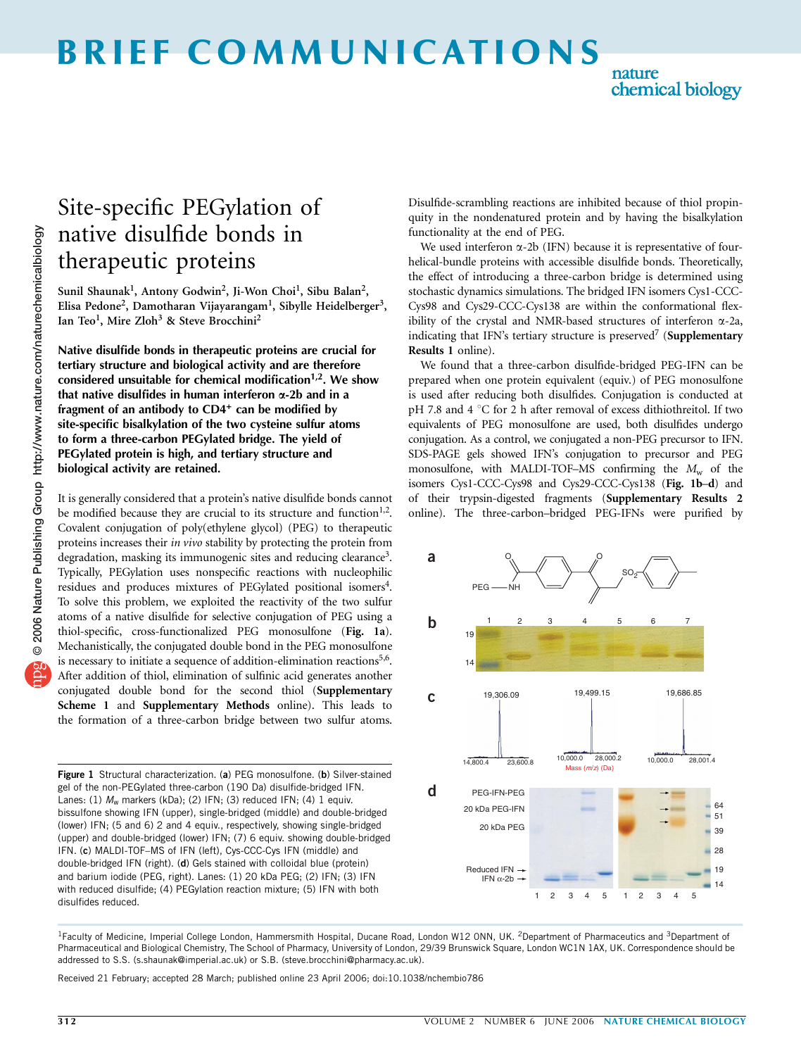# Site-specific PEGylation of native disulfide bonds in therapeutic proteins

**Sunil Shaunak[1], Antony Godwin[2], Ji-Won Choi[1], Sibu Balan[2], Elisa Pedone[2], Damotharan Vijayarangam[1], Sibylle Heidelberger[3], Ian Teo[1], Mire Zloh[3] & Steve Brocchini[2]**

**Native disulfide bonds in therapeutic proteins are crucial for tertiary structure and biological activity and are therefore considered unsuitable for chemical modification[1,2]. We show that native disulfides in human interferon α-2b and in a fragment of an antibody to CD4+ can be modified by site-specific bisalkylation of the two cysteine sulfur atoms to form a three-carbon PEGylated bridge. The yield of PEGylated protein is high, and tertiary structure and biological activity are retained.**

It is generally considered that a protein's native disulfide bonds cannot be modified because they are crucial to its structure and function[1,2]. Covalent conjugation of poly(ethylene glycol) (PEG) to therapeutic proteins increases their *in vivo* stability by protecting the protein from degradation, masking its immunogenic sites and reducing clearance[3]. Typically, PEGylation uses nonspecific reactions with nucleophilic residues and produces mixtures of PEGylated positional isomers[4]. To solve this problem, we exploited the reactivity of the two sulfur atoms of a native disulfide for selective conjugation of PEG using a thiol-specific, cross-functionalized PEG monosulfone (**Fig. 1a**). Mechanistically, the conjugated double bond in the PEG monosulfone is necessary to initiate a sequence of addition-elimination reactions[5,6]. After addition of thiol, elimination of sulfinic acid generates another conjugated double bond for the second thiol (**Supplementary Scheme 1** and **Supplementary Methods** online). This leads to the formation of a three-carbon bridge between two sulfur atoms. Disulfide-scrambling reactions are inhibited because of thiol propinquity in the nondenatured protein and by having the bisalkylation functionality at the end of PEG.

We used interferon α-2b (IFN) because it is representative of four-helical-bundle proteins with accessible disulfide bonds. Theoretically, the effect of introducing a three-carbon bridge is determined using stochastic dynamics simulations. The bridged IFN isomers Cys1-CCC-Cys98 and Cys29-CCC-Cys138 are within the conformational flexibility of the crystal and NMR-based structures of interferon α-2a, indicating that IFN's tertiary structure is preserved[7] (**Supplementary Results 1** online).

We found that a three-carbon disulfide-bridged PEG-IFN can be prepared when one protein equivalent (equiv.) of PEG monosulfone is used after reducing both disulfides. Conjugation is conducted at pH 7.8 and 4 °C for 2 h after removal of excess dithiothreitol. If two equivalents of PEG monosulfone are used, both disulfides undergo conjugation. As a control, we conjugated a non-PEG precursor to IFN. SDS-PAGE gels showed IFN's conjugation to precursor and PEG monosulfone, with MALDI-TOF–MS confirming the $M_w$ of the isomers Cys1-CCC-Cys98 and Cys29-CCC-Cys138 (**Fig. 1b–d**) and of their trypsin-digested fragments (**Supplementary Results 2** online). The three-carbon–bridged PEG-IFNs were purified by

**Figure 1** Structural characterization. (**a**) PEG monosulfone. (**b**) Silver-stained gel of the non-PEGylated three-carbon (190 Da) disulfide-bridged IFN. Lanes: (1) $M_w$ markers (kDa); (2) IFN; (3) reduced IFN; (4) 1 equiv. bissulfone showing IFN (upper), single-bridged (middle) and double-bridged (lower) IFN; (5 and 6) 2 and 4 equiv., respectively, showing single-bridged (upper) and double-bridged (lower) IFN; (7) 6 equiv. showing double-bridged IFN. (**c**) MALDI-TOF–MS of IFN (left), Cys-CCC-Cys IFN (middle) and double-bridged IFN (right). (**d**) Gels stained with colloidal blue (protein) and barium iodide (PEG, right). Lanes: (1) 20 kDa PEG; (2) IFN; (3) IFN with reduced disulfide; (4) PEGylation reaction mixture; (5) IFN with both disulfides reduced.

[1]Faculty of Medicine, Imperial College London, Hammersmith Hospital, Ducane Road, London W12 0NN, UK. [2]Department of Pharmaceutics and [3]Department of Pharmaceutical and Biological Chemistry, The School of Pharmacy, University of London, 29/39 Brunswick Square, London WC1N 1AX, UK. Correspondence should be addressed to S.S. (s.shaunak@imperial.ac.uk) or S.B. (steve.brocchini@pharmacy.ac.uk).

Received 21 February; accepted 28 March; published online 23 April 2006; doi:10.1038/nchembio786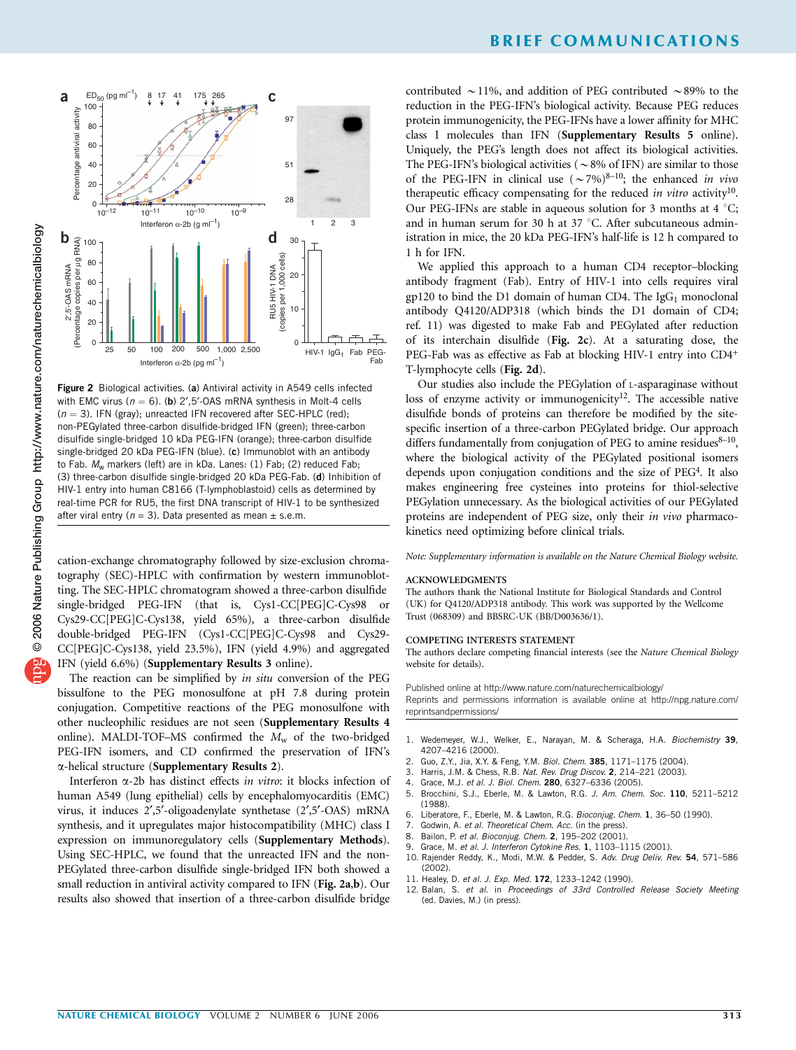a

ED$_{50}$ (pg ml$^{-1}$) 8 17 41 175 265

Percentage antiviral activity

100 80 60 40 20 0

$10^{-12}$ $10^{-11}$ $10^{-10}$ $10^{-9}$

Interferon α-2b (g ml$^{-1}$)

b

2′,5′-OAS mRNA (Percentage copies per μg RNA)

100 80 60 40 20 0

25 50 100 200 500 1,000 2,500

Interferon α-2b (pg ml$^{-1}$)

c

97 51 28

1 2 3

d

RU5 HIV-1 DNA (copies per 1,000 cells)

30 20 10 0

HIV-1 IgG$_1$ Fab PEG-Fab

**Figure 2** Biological activities. (**a**) Antiviral activity in A549 cells infected with EMC virus ($n = 6$). (**b**) 2′,5′-OAS mRNA synthesis in Molt-4 cells ($n = 3$). IFN (gray); unreacted IFN recovered after SEC-HPLC (red); non-PEGylated three-carbon disulfide-bridged IFN (green); three-carbon disulfide single-bridged 10 kDa PEG-IFN (orange); three-carbon disulfide single-bridged 20 kDa PEG-IFN (blue). (**c**) Immunoblot with an antibody to Fab. $M_w$ markers (left) are in kDa. Lanes: (1) Fab; (2) reduced Fab; (3) three-carbon disulfide single-bridged 20 kDa PEG-Fab. (**d**) Inhibition of HIV-1 entry into human C8166 (T-lymphoblastoid) cells as determined by real-time PCR for RU5, the first DNA transcript of HIV-1 to be synthesized after viral entry ($n = 3$). Data presented as mean ± s.e.m.

cation-exchange chromatography followed by size-exclusion chromatography (SEC)-HPLC with confirmation by western immunoblotting. The SEC-HPLC chromatogram showed a three-carbon disulfide single-bridged PEG-IFN (that is, Cys1-CC[PEG]C-Cys98 or Cys29-CC[PEG]C-Cys138, yield 65%), a three-carbon disulfide double-bridged PEG-IFN (Cys1-CC[PEG]C-Cys98 and Cys29-CC[PEG]C-Cys138, yield 23.5%), IFN (yield 4.9%) and aggregated IFN (yield 6.6%) (**Supplementary Results 3** online).

The reaction can be simplified by *in situ* conversion of the PEG bissulfone to the PEG monosulfone at pH 7.8 during protein conjugation. Competitive reactions of the PEG monosulfone with other nucleophilic residues are not seen (**Supplementary Results 4** online). MALDI-TOF–MS confirmed the $M_w$ of the two-bridged PEG-IFN isomers, and CD confirmed the preservation of IFN's α-helical structure (**Supplementary Results 2**).

Interferon α-2b has distinct effects *in vitro*: it blocks infection of human A549 (lung epithelial) cells by encephalomyocarditis (EMC) virus, it induces 2′,5′-oligoadenylate synthetase (2′,5′-OAS) mRNA synthesis, and it upregulates major histocompatibility (MHC) class I expression on immunoregulatory cells (**Supplementary Methods**). Using SEC-HPLC, we found that the unreacted IFN and the non-PEGylated three-carbon disulfide single-bridged IFN both showed a small reduction in antiviral activity compared to IFN (**Fig. 2a,b**). Our results also showed that insertion of a three-carbon disulfide bridge contributed ~11%, and addition of PEG contributed ~89% to the reduction in the PEG-IFN's biological activity. Because PEG reduces protein immunogenicity, the PEG-IFNs have a lower affinity for MHC class I molecules than IFN (**Supplementary Results 5** online). Uniquely, the PEG's length does not affect its biological activities. The PEG-IFN's biological activities (~8% of IFN) are similar to those of the PEG-IFN in clinical use (~7%)[8–10]; the enhanced *in vivo* therapeutic efficacy compensating for the reduced *in vitro* activity[10]. Our PEG-IFNs are stable in aqueous solution for 3 months at 4 °C; and in human serum for 30 h at 37 °C. After subcutaneous administration in mice, the 20 kDa PEG-IFN's half-life is 12 h compared to 1 h for IFN.

We applied this approach to a human CD4 receptor–blocking antibody fragment (Fab). Entry of HIV-1 into cells requires viral gp120 to bind the D1 domain of human CD4. The IgG$_1$ monoclonal antibody Q4120/ADP318 (which binds the D1 domain of CD4; ref. 11) was digested to make Fab and PEGylated after reduction of its interchain disulfide (**Fig. 2c**). At a saturating dose, the PEG-Fab was as effective as Fab at blocking HIV-1 entry into CD4$^+$ T-lymphocyte cells (**Fig. 2d**).

Our studies also include the PEGylation of L-asparaginase without loss of enzyme activity or immunogenicity[12]. The accessible native disulfide bonds of proteins can therefore be modified by the site-specific insertion of a three-carbon PEGylated bridge. Our approach differs fundamentally from conjugation of PEG to amine residues[8–10], where the biological activity of the PEGylated positional isomers depends upon conjugation conditions and the size of PEG[4]. It also makes engineering free cysteines into proteins for thiol-selective PEGylation unnecessary. As the biological activities of our PEGylated proteins are independent of PEG size, only their *in vivo* pharmacokinetics need optimizing before clinical trials.

*Note: Supplementary information is available on the Nature Chemical Biology website.*

### ACKNOWLEDGMENTS

The authors thank the National Institute for Biological Standards and Control (UK) for Q4120/ADP318 antibody. This work was supported by the Wellcome Trust (068309) and BBSRC-UK (BB/D003636/1).

### COMPETING INTERESTS STATEMENT

The authors declare competing financial interests (see the *Nature Chemical Biology* website for details).

Published online at http://www.nature.com/naturechemicalbiology/
Reprints and permissions information is available online at http://npg.nature.com/reprintsandpermissions/

1. Wedemeyer, W.J., Welker, E., Narayan, M. & Scheraga, H.A. *Biochemistry* **39**, 4207–4216 (2000).
2. Guo, Z.Y., Jia, X.Y. & Feng, Y.M. *Biol. Chem.* **385**, 1171–1175 (2004).
3. Harris, J.M. & Chess, R.B. *Nat. Rev. Drug Discov.* **2**, 214–221 (2003).
4. Grace, M.J. *et al. J. Biol. Chem.* **280**, 6327–6336 (2005).
5. Brocchini, S.J., Eberle, M. & Lawton, R.G. *J. Am. Chem. Soc.* **110**, 5211–5212 (1988).
6. Liberatore, F., Eberle, M. & Lawton, R.G. *Bioconjug. Chem.* **1**, 36–50 (1990).
7. Godwin, A. *et al. Theoretical Chem. Acc.* (in the press).
8. Bailon, P. *et al. Bioconjug. Chem.* **2**, 195–202 (2001).
9. Grace, M. *et al. J. Interferon Cytokine Res.* **1**, 1103–1115 (2001).
10. Rajender Reddy, K., Modi, M.W. & Pedder, S. *Adv. Drug Deliv. Rev.* **54**, 571–586 (2002).
11. Healey, D. *et al. J. Exp. Med.* **172**, 1233–1242 (1990).
12. Balan, S. *et al.* in *Proceedings of 33rd Controlled Release Society Meeting* (ed. Davies, M.) (in press).